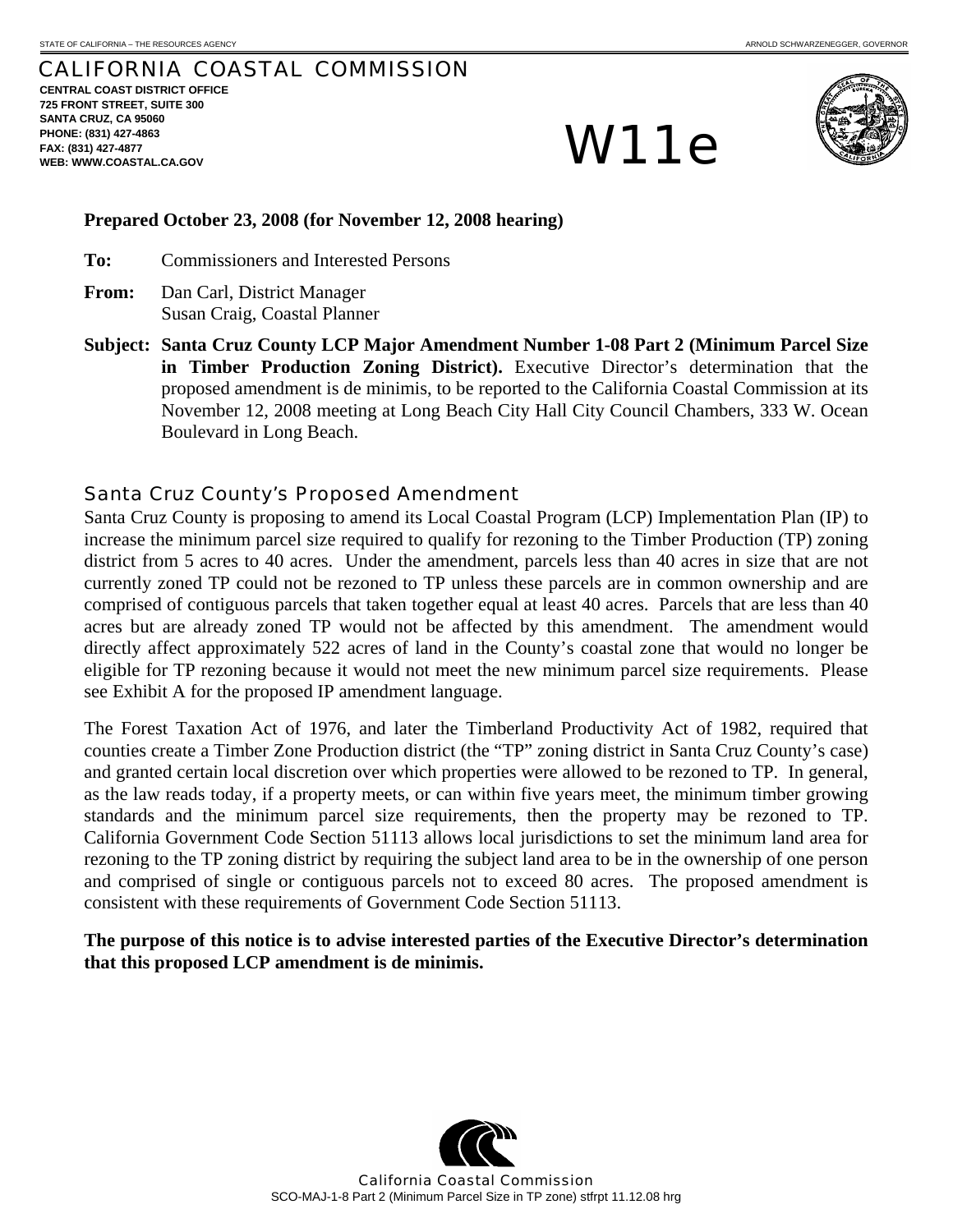STATE OF CALIFORNIA – THE RESOURCES AGENCY

ARNOLD SCHWARZENEGGER, GOVERNOR

# CALIFORNIA COASTAL COMMISSION

**CENTRAL COAST DISTRICT OFFICE**
**725 FRONT STREET, SUITE 300**
**SANTA CRUZ, CA 95060**
**PHONE: (831) 427-4863**
**FAX: (831) 427-4877**
**WEB: WWW.COASTAL.CA.GOV**

# W11e

**Prepared October 23, 2008 (for November 12, 2008 hearing)**

**To:** Commissioners and Interested Persons

**From:** Dan Carl, District Manager
Susan Craig, Coastal Planner

**Subject: Santa Cruz County LCP Major Amendment Number 1-08 Part 2 (Minimum Parcel Size in Timber Production Zoning District).** Executive Director's determination that the proposed amendment is de minimis, to be reported to the California Coastal Commission at its November 12, 2008 meeting at Long Beach City Hall City Council Chambers, 333 W. Ocean Boulevard in Long Beach.

## Santa Cruz County's Proposed Amendment

Santa Cruz County is proposing to amend its Local Coastal Program (LCP) Implementation Plan (IP) to increase the minimum parcel size required to qualify for rezoning to the Timber Production (TP) zoning district from 5 acres to 40 acres. Under the amendment, parcels less than 40 acres in size that are not currently zoned TP could not be rezoned to TP unless these parcels are in common ownership and are comprised of contiguous parcels that taken together equal at least 40 acres. Parcels that are less than 40 acres but are already zoned TP would not be affected by this amendment. The amendment would directly affect approximately 522 acres of land in the County's coastal zone that would no longer be eligible for TP rezoning because it would not meet the new minimum parcel size requirements. Please see Exhibit A for the proposed IP amendment language.

The Forest Taxation Act of 1976, and later the Timberland Productivity Act of 1982, required that counties create a Timber Zone Production district (the "TP" zoning district in Santa Cruz County's case) and granted certain local discretion over which properties were allowed to be rezoned to TP. In general, as the law reads today, if a property meets, or can within five years meet, the minimum timber growing standards and the minimum parcel size requirements, then the property may be rezoned to TP. California Government Code Section 51113 allows local jurisdictions to set the minimum land area for rezoning to the TP zoning district by requiring the subject land area to be in the ownership of one person and comprised of single or contiguous parcels not to exceed 80 acres. The proposed amendment is consistent with these requirements of Government Code Section 51113.

**The purpose of this notice is to advise interested parties of the Executive Director's determination that this proposed LCP amendment is de minimis.**

California Coastal Commission
SCO-MAJ-1-8 Part 2 (Minimum Parcel Size in TP zone) stfrpt 11.12.08 hrg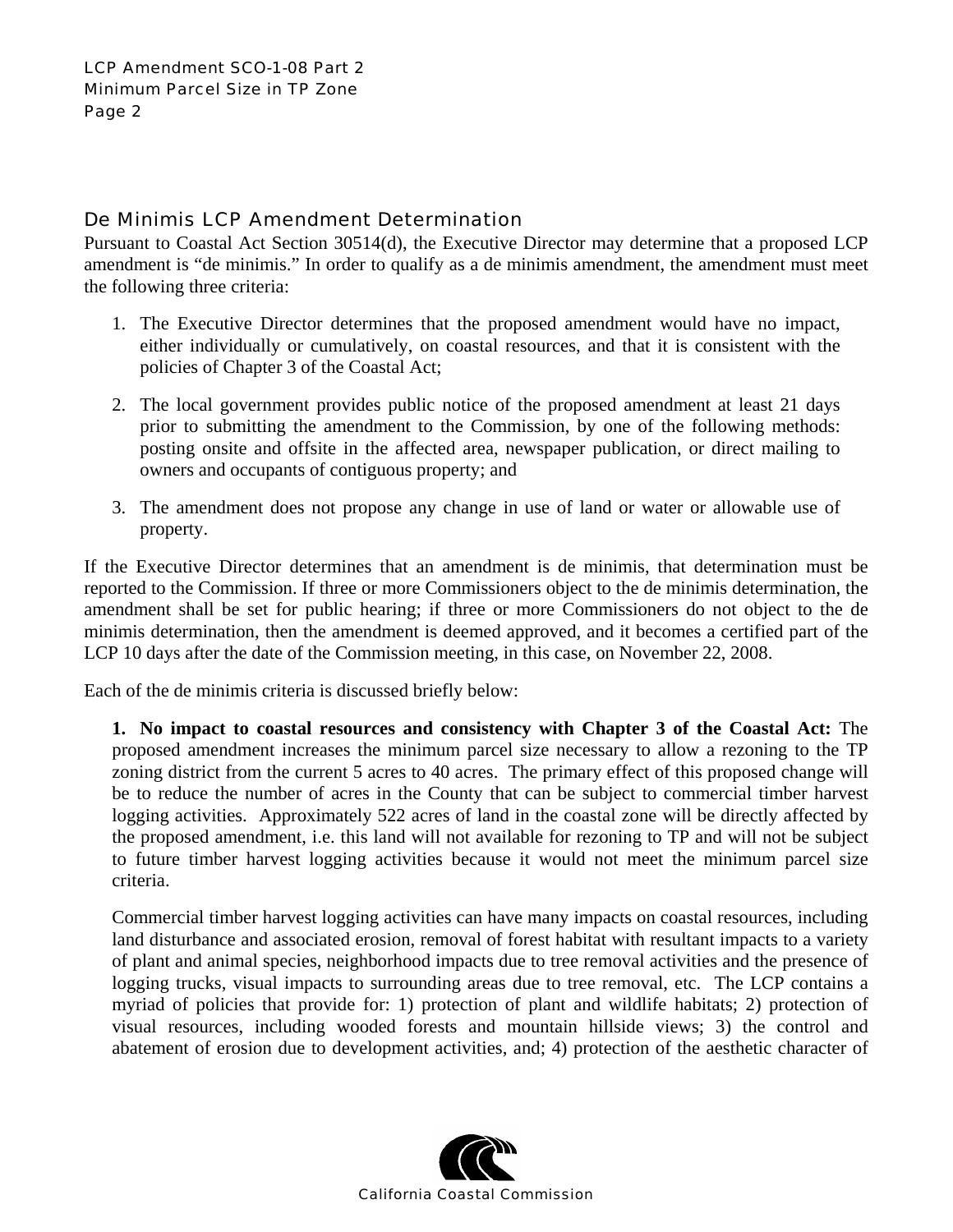## De Minimis LCP Amendment Determination

Pursuant to Coastal Act Section 30514(d), the Executive Director may determine that a proposed LCP amendment is "de minimis." In order to qualify as a de minimis amendment, the amendment must meet the following three criteria:

1. The Executive Director determines that the proposed amendment would have no impact, either individually or cumulatively, on coastal resources, and that it is consistent with the policies of Chapter 3 of the Coastal Act;

2. The local government provides public notice of the proposed amendment at least 21 days prior to submitting the amendment to the Commission, by one of the following methods: posting onsite and offsite in the affected area, newspaper publication, or direct mailing to owners and occupants of contiguous property; and

3. The amendment does not propose any change in use of land or water or allowable use of property.

If the Executive Director determines that an amendment is de minimis, that determination must be reported to the Commission. If three or more Commissioners object to the de minimis determination, the amendment shall be set for public hearing; if three or more Commissioners do not object to the de minimis determination, then the amendment is deemed approved, and it becomes a certified part of the LCP 10 days after the date of the Commission meeting, in this case, on November 22, 2008.

Each of the de minimis criteria is discussed briefly below:

**1. No impact to coastal resources and consistency with Chapter 3 of the Coastal Act:** The proposed amendment increases the minimum parcel size necessary to allow a rezoning to the TP zoning district from the current 5 acres to 40 acres. The primary effect of this proposed change will be to reduce the number of acres in the County that can be subject to commercial timber harvest logging activities. Approximately 522 acres of land in the coastal zone will be directly affected by the proposed amendment, i.e. this land will not available for rezoning to TP and will not be subject to future timber harvest logging activities because it would not meet the minimum parcel size criteria.

Commercial timber harvest logging activities can have many impacts on coastal resources, including land disturbance and associated erosion, removal of forest habitat with resultant impacts to a variety of plant and animal species, neighborhood impacts due to tree removal activities and the presence of logging trucks, visual impacts to surrounding areas due to tree removal, etc. The LCP contains a myriad of policies that provide for: 1) protection of plant and wildlife habitats; 2) protection of visual resources, including wooded forests and mountain hillside views; 3) the control and abatement of erosion due to development activities, and; 4) protection of the aesthetic character of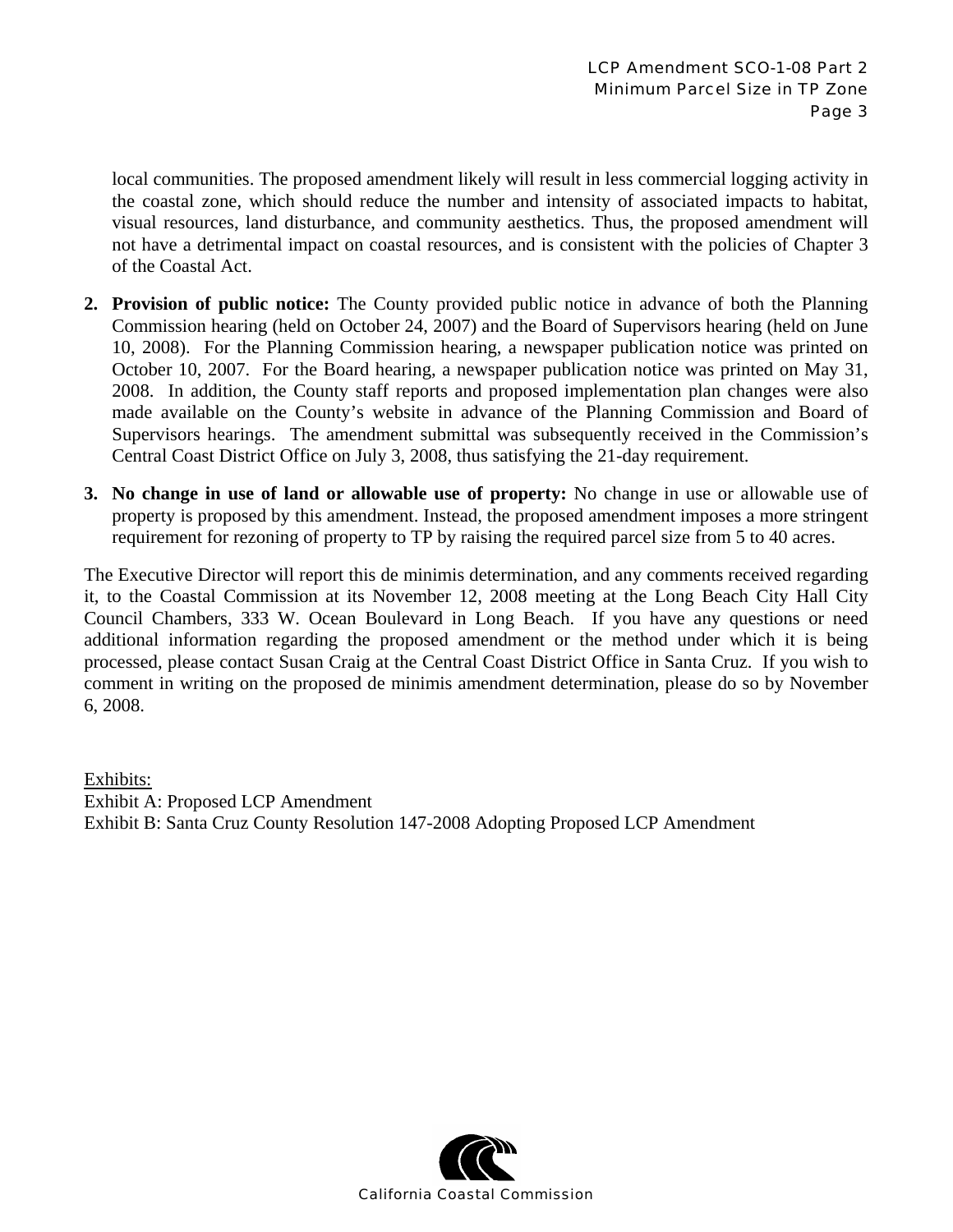local communities. The proposed amendment likely will result in less commercial logging activity in the coastal zone, which should reduce the number and intensity of associated impacts to habitat, visual resources, land disturbance, and community aesthetics. Thus, the proposed amendment will not have a detrimental impact on coastal resources, and is consistent with the policies of Chapter 3 of the Coastal Act.

2. **Provision of public notice:** The County provided public notice in advance of both the Planning Commission hearing (held on October 24, 2007) and the Board of Supervisors hearing (held on June 10, 2008). For the Planning Commission hearing, a newspaper publication notice was printed on October 10, 2007. For the Board hearing, a newspaper publication notice was printed on May 31, 2008. In addition, the County staff reports and proposed implementation plan changes were also made available on the County's website in advance of the Planning Commission and Board of Supervisors hearings. The amendment submittal was subsequently received in the Commission's Central Coast District Office on July 3, 2008, thus satisfying the 21-day requirement.

3. **No change in use of land or allowable use of property:** No change in use or allowable use of property is proposed by this amendment. Instead, the proposed amendment imposes a more stringent requirement for rezoning of property to TP by raising the required parcel size from 5 to 40 acres.

The Executive Director will report this de minimis determination, and any comments received regarding it, to the Coastal Commission at its November 12, 2008 meeting at the Long Beach City Hall City Council Chambers, 333 W. Ocean Boulevard in Long Beach. If you have any questions or need additional information regarding the proposed amendment or the method under which it is being processed, please contact Susan Craig at the Central Coast District Office in Santa Cruz. If you wish to comment in writing on the proposed de minimis amendment determination, please do so by November 6, 2008.

Exhibits:
Exhibit A: Proposed LCP Amendment
Exhibit B: Santa Cruz County Resolution 147-2008 Adopting Proposed LCP Amendment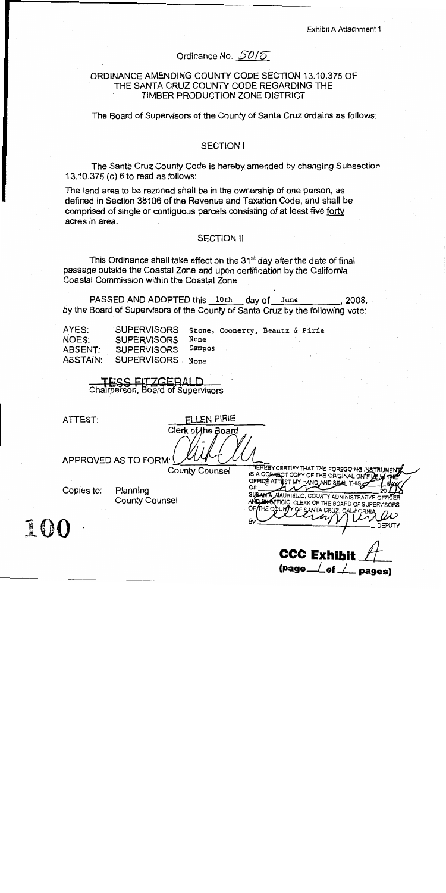Exhibit A Attachment 1

Ordinance No. 5015

ORDINANCE AMENDING COUNTY CODE SECTION 13.10.375 OF THE SANTA CRUZ COUNTY CODE REGARDING THE TIMBER PRODUCTION ZONE DISTRICT

The Board of Supervisors of the County of Santa Cruz ordains as follows:

## SECTION I

The Santa Cruz County Code is hereby amended by changing Subsection 13.10.375 (c) 6 to read as follows:

The land area to be rezoned shall be in the ownership of one person, as defined in Section 38106 of the Revenue and Taxation Code, and shall be comprised of single or contiguous parcels consisting of at least ~~five~~ forty acres in area.

## SECTION II

This Ordinance shall take effect on the 31st day after the date of final passage outside the Coastal Zone and upon certification by the California Coastal Commission within the Coastal Zone.

PASSED AND ADOPTED this 10th day of June, 2008, by the Board of Supervisors of the County of Santa Cruz by the following vote:

| | | |
|---|---|---|
| AYES: | SUPERVISORS | Stone, Coonerty, Beautz & Pirie |
| NOES: | SUPERVISORS | None |
| ABSENT: | SUPERVISORS | Campos |
| ABSTAIN: | SUPERVISORS | None |

TESS FITZGERALD
Chairperson, Board of Supervisors

ATTEST: ELLEN PIRIE
Clerk of the Board

APPROVED AS TO FORM:
County Counsel

Copies to: Planning
County Counsel

I HEREBY CERTIFY THAT THE FOREGOING INSTRUMENT IS A CORRECT COPY OF THE ORIGINAL ON FILE IN THE OFFICE ATTEST MY HAND AND SEAL THIS ___ DAY OF ___ 20 ___
SUSAN A. MAURIELLO, COUNTY ADMINISTRATIVE OFFICER AND EX-OFFICIO CLERK OF THE BOARD OF SUPERVISORS OF THE COUNTY OF SANTA CRUZ, CALIFORNIA
BY ___ DEPUTY

100

CCC Exhibit A
(page 1 of 1 pages)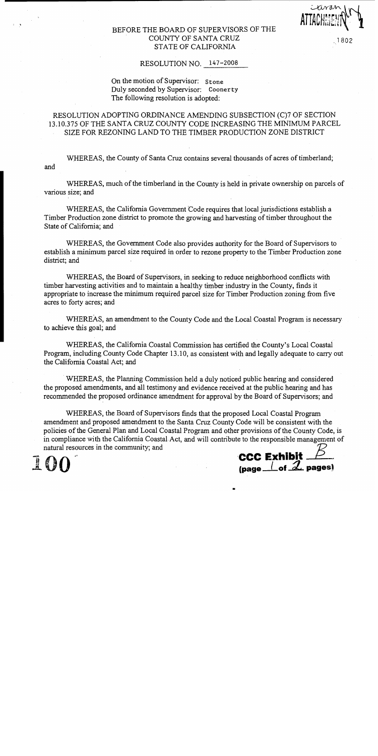BEFORE THE BOARD OF SUPERVISORS OF THE
COUNTY OF SANTA CRUZ
STATE OF CALIFORNIA

RESOLUTION NO. 147-2008

On the motion of Supervisor: Stone
Duly seconded by Supervisor: Coonerty
The following resolution is adopted:

RESOLUTION ADOPTING ORDINANCE AMENDING SUBSECTION (C)7 OF SECTION 13.10.375 OF THE SANTA CRUZ COUNTY CODE INCREASING THE MINIMUM PARCEL SIZE FOR REZONING LAND TO THE TIMBER PRODUCTION ZONE DISTRICT

WHEREAS, the County of Santa Cruz contains several thousands of acres of timberland; and

WHEREAS, much of the timberland in the County is held in private ownership on parcels of various size; and

WHEREAS, the California Government Code requires that local jurisdictions establish a Timber Production zone district to promote the growing and harvesting of timber throughout the State of California; and

WHEREAS, the Government Code also provides authority for the Board of Supervisors to establish a minimum parcel size required in order to rezone property to the Timber Production zone district; and

WHEREAS, the Board of Supervisors, in seeking to reduce neighborhood conflicts with timber harvesting activities and to maintain a healthy timber industry in the County, finds it appropriate to increase the minimum required parcel size for Timber Production zoning from five acres to forty acres; and

WHEREAS, an amendment to the County Code and the Local Coastal Program is necessary to achieve this goal; and

WHEREAS, the California Coastal Commission has certified the County's Local Coastal Program, including County Code Chapter 13.10, as consistent with and legally adequate to carry out the California Coastal Act; and

WHEREAS, the Planning Commission held a duly noticed public hearing and considered the proposed amendments, and all testimony and evidence received at the public hearing and has recommended the proposed ordinance amendment for approval by the Board of Supervisors; and

WHEREAS, the Board of Supervisors finds that the proposed Local Coastal Program amendment and proposed amendment to the Santa Cruz County Code will be consistent with the policies of the General Plan and Local Coastal Program and other provisions of the County Code, is in compliance with the California Coastal Act, and will contribute to the responsible management of natural resources in the community; and

CCC Exhibit B
(page 1 of 2 pages)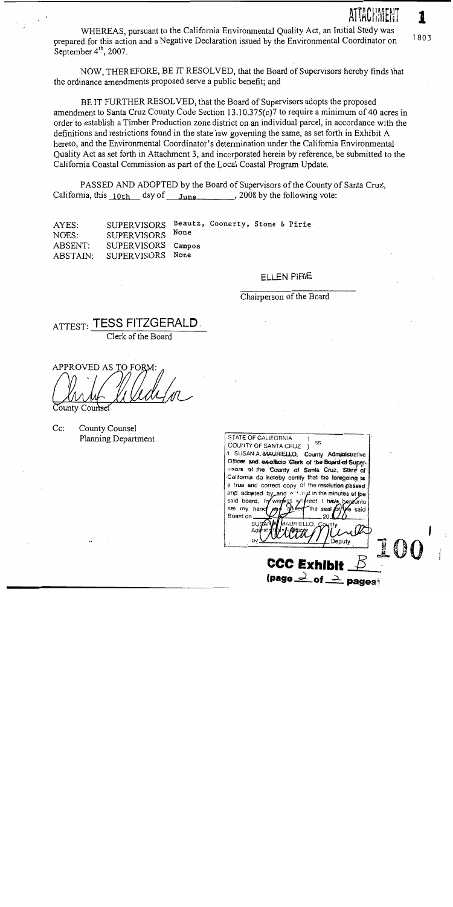ATTACHMENT 1

1803

WHEREAS, pursuant to the California Environmental Quality Act, an Initial Study was prepared for this action and a Negative Declaration issued by the Environmental Coordinator on September 4th, 2007.

NOW, THEREFORE, BE IT RESOLVED, that the Board of Supervisors hereby finds that the ordinance amendments proposed serve a public benefit; and

BE IT FURTHER RESOLVED, that the Board of Supervisors adopts the proposed amendment to Santa Cruz County Code Section 13.10.375(c)7 to require a minimum of 40 acres in order to establish a Timber Production zone district on an individual parcel, in accordance with the definitions and restrictions found in the state law governing the same, as set forth in Exhibit A hereto, and the Environmental Coordinator's determination under the California Environmental Quality Act as set forth in Attachment 3, and incorporated herein by reference, be submitted to the California Coastal Commission as part of the Local Coastal Program Update.

PASSED AND ADOPTED by the Board of Supervisors of the County of Santa Cruz, California, this 10th day of June, 2008 by the following vote:

| | | |
|---|---|---|
| AYES: | SUPERVISORS | Beautz, Coonerty, Stone & Pirie |
| NOES: | SUPERVISORS | None |
| ABSENT: | SUPERVISORS | Campos |
| ABSTAIN: | SUPERVISORS | None |

ELLEN PIRIE

Chairperson of the Board

ATTEST: TESS FITZGERALD

Clerk of the Board

APPROVED AS TO FORM:

County Counsel

Cc: County Counsel
Planning Department

STATE OF CALIFORNIA ) ss
COUNTY OF SANTA CRUZ )
I, SUSAN A. MAURIELLO, County Administrative Officer and ex-officio Clerk of the Board of Supervisors of the County of Santa Cruz, State of California do hereby certify that the foregoing is a true and correct copy of the resolution passed and adopted by and entered in the minutes of the said board. In witness whereof I have hereunto set my hand and affixed the seal of the said Board on ______ 20__
SUSAN A. MAURIELLO, County Administrative Officer
By ______ Deputy

100

CCC Exhibit B
(page 2 of 2 pages)